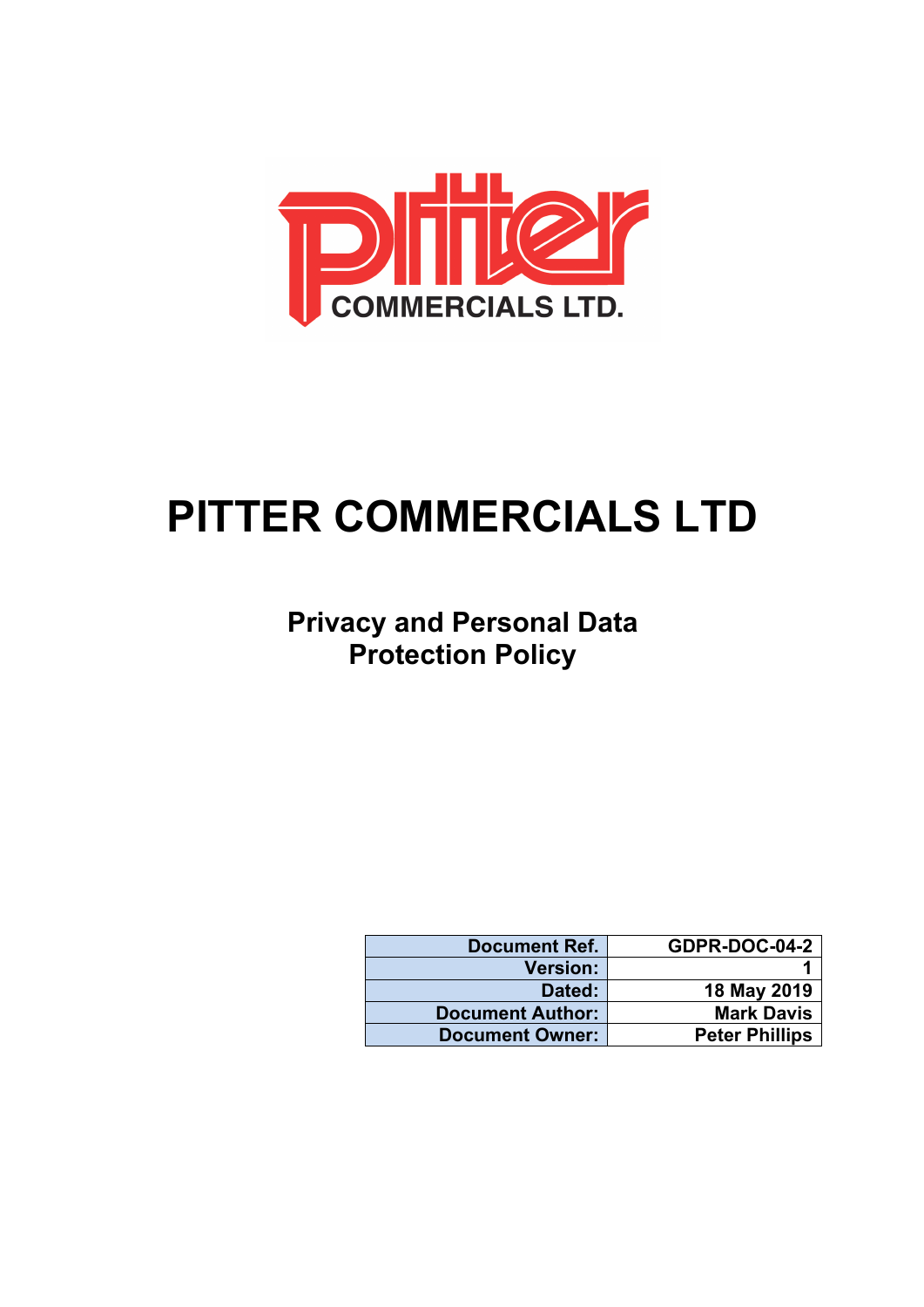# PITTER COMMERCIALS LTD

## Privacy and Personal Data Protection Policy

| Document Ref. | GDPR-DOC-04-2 |
|---|---|
| Version: | 1 |
| Dated: | 18 May 2019 |
| Document Author: | Mark Davis |
| Document Owner: | Peter Phillips |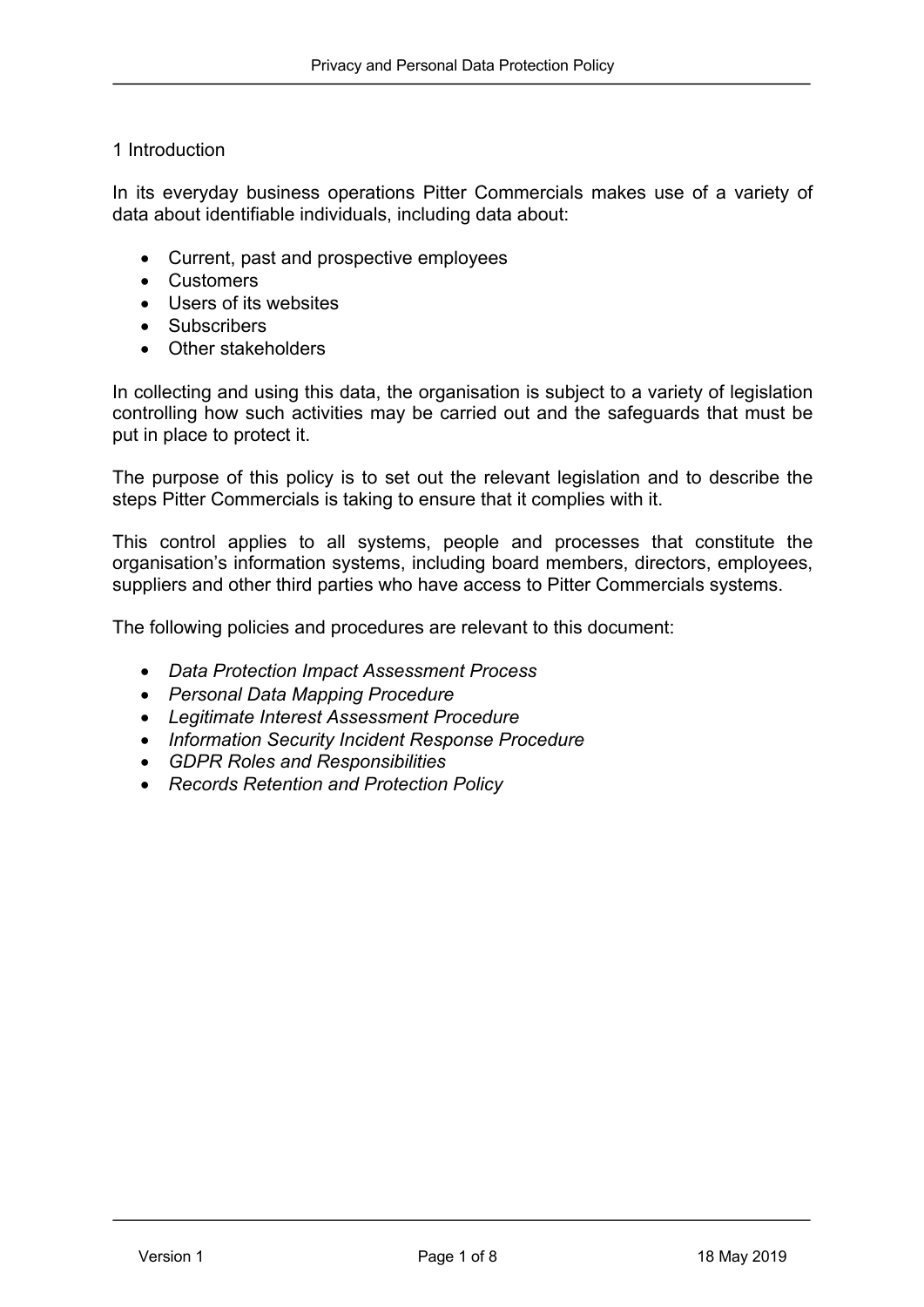# 1 Introduction

In its everyday business operations Pitter Commercials makes use of a variety of data about identifiable individuals, including data about:

- Current, past and prospective employees
- Customers
- Users of its websites
- Subscribers
- Other stakeholders

In collecting and using this data, the organisation is subject to a variety of legislation controlling how such activities may be carried out and the safeguards that must be put in place to protect it.

The purpose of this policy is to set out the relevant legislation and to describe the steps Pitter Commercials is taking to ensure that it complies with it.

This control applies to all systems, people and processes that constitute the organisation's information systems, including board members, directors, employees, suppliers and other third parties who have access to Pitter Commercials systems.

The following policies and procedures are relevant to this document:

- *Data Protection Impact Assessment Process*
- *Personal Data Mapping Procedure*
- *Legitimate Interest Assessment Procedure*
- *Information Security Incident Response Procedure*
- *GDPR Roles and Responsibilities*
- *Records Retention and Protection Policy*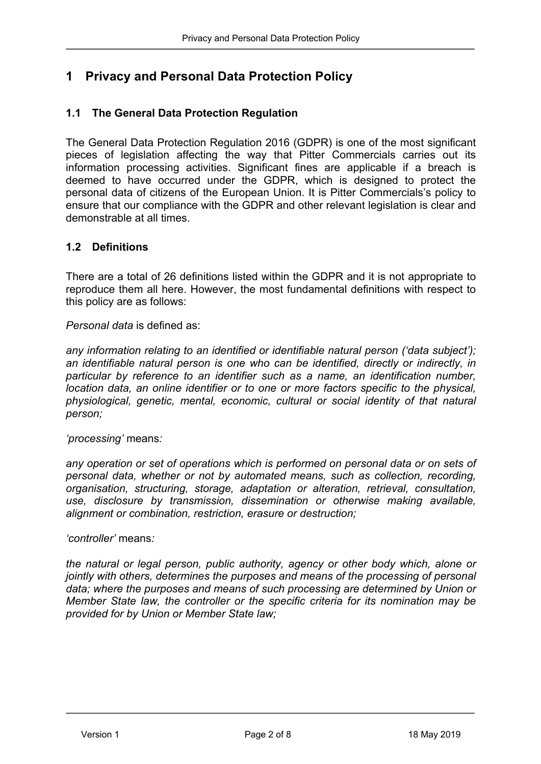# 1 Privacy and Personal Data Protection Policy

## 1.1 The General Data Protection Regulation

The General Data Protection Regulation 2016 (GDPR) is one of the most significant pieces of legislation affecting the way that Pitter Commercials carries out its information processing activities. Significant fines are applicable if a breach is deemed to have occurred under the GDPR, which is designed to protect the personal data of citizens of the European Union. It is Pitter Commercials's policy to ensure that our compliance with the GDPR and other relevant legislation is clear and demonstrable at all times.

## 1.2 Definitions

There are a total of 26 definitions listed within the GDPR and it is not appropriate to reproduce them all here. However, the most fundamental definitions with respect to this policy are as follows:

*Personal data* is defined as:

*any information relating to an identified or identifiable natural person ('data subject'); an identifiable natural person is one who can be identified, directly or indirectly, in particular by reference to an identifier such as a name, an identification number, location data, an online identifier or to one or more factors specific to the physical, physiological, genetic, mental, economic, cultural or social identity of that natural person;*

*'processing'* means*:*

*any operation or set of operations which is performed on personal data or on sets of personal data, whether or not by automated means, such as collection, recording, organisation, structuring, storage, adaptation or alteration, retrieval, consultation, use, disclosure by transmission, dissemination or otherwise making available, alignment or combination, restriction, erasure or destruction;*

*'controller'* means*:*

*the natural or legal person, public authority, agency or other body which, alone or jointly with others, determines the purposes and means of the processing of personal data; where the purposes and means of such processing are determined by Union or Member State law, the controller or the specific criteria for its nomination may be provided for by Union or Member State law;*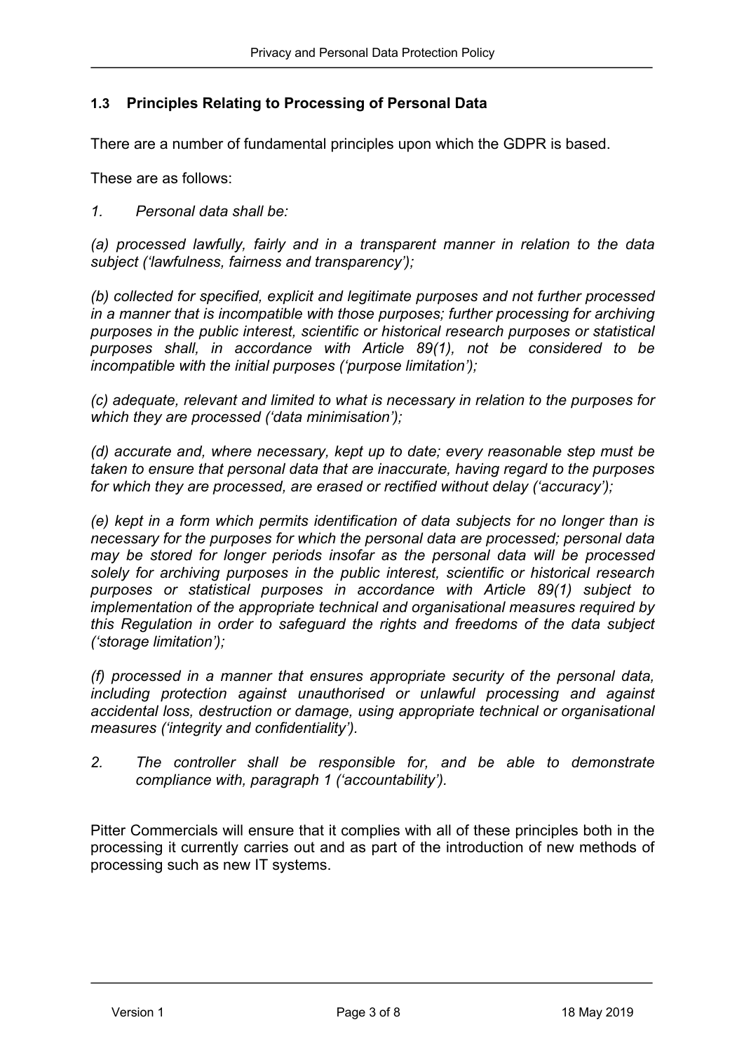### 1.3 Principles Relating to Processing of Personal Data

There are a number of fundamental principles upon which the GDPR is based.

These are as follows:

*1. Personal data shall be:*

*(a) processed lawfully, fairly and in a transparent manner in relation to the data subject ('lawfulness, fairness and transparency');*

*(b) collected for specified, explicit and legitimate purposes and not further processed in a manner that is incompatible with those purposes; further processing for archiving purposes in the public interest, scientific or historical research purposes or statistical purposes shall, in accordance with Article 89(1), not be considered to be incompatible with the initial purposes ('purpose limitation');*

*(c) adequate, relevant and limited to what is necessary in relation to the purposes for which they are processed ('data minimisation');*

*(d) accurate and, where necessary, kept up to date; every reasonable step must be taken to ensure that personal data that are inaccurate, having regard to the purposes for which they are processed, are erased or rectified without delay ('accuracy');*

*(e) kept in a form which permits identification of data subjects for no longer than is necessary for the purposes for which the personal data are processed; personal data may be stored for longer periods insofar as the personal data will be processed solely for archiving purposes in the public interest, scientific or historical research purposes or statistical purposes in accordance with Article 89(1) subject to implementation of the appropriate technical and organisational measures required by this Regulation in order to safeguard the rights and freedoms of the data subject ('storage limitation');*

*(f) processed in a manner that ensures appropriate security of the personal data, including protection against unauthorised or unlawful processing and against accidental loss, destruction or damage, using appropriate technical or organisational measures ('integrity and confidentiality').*

*2. The controller shall be responsible for, and be able to demonstrate compliance with, paragraph 1 ('accountability').*

Pitter Commercials will ensure that it complies with all of these principles both in the processing it currently carries out and as part of the introduction of new methods of processing such as new IT systems.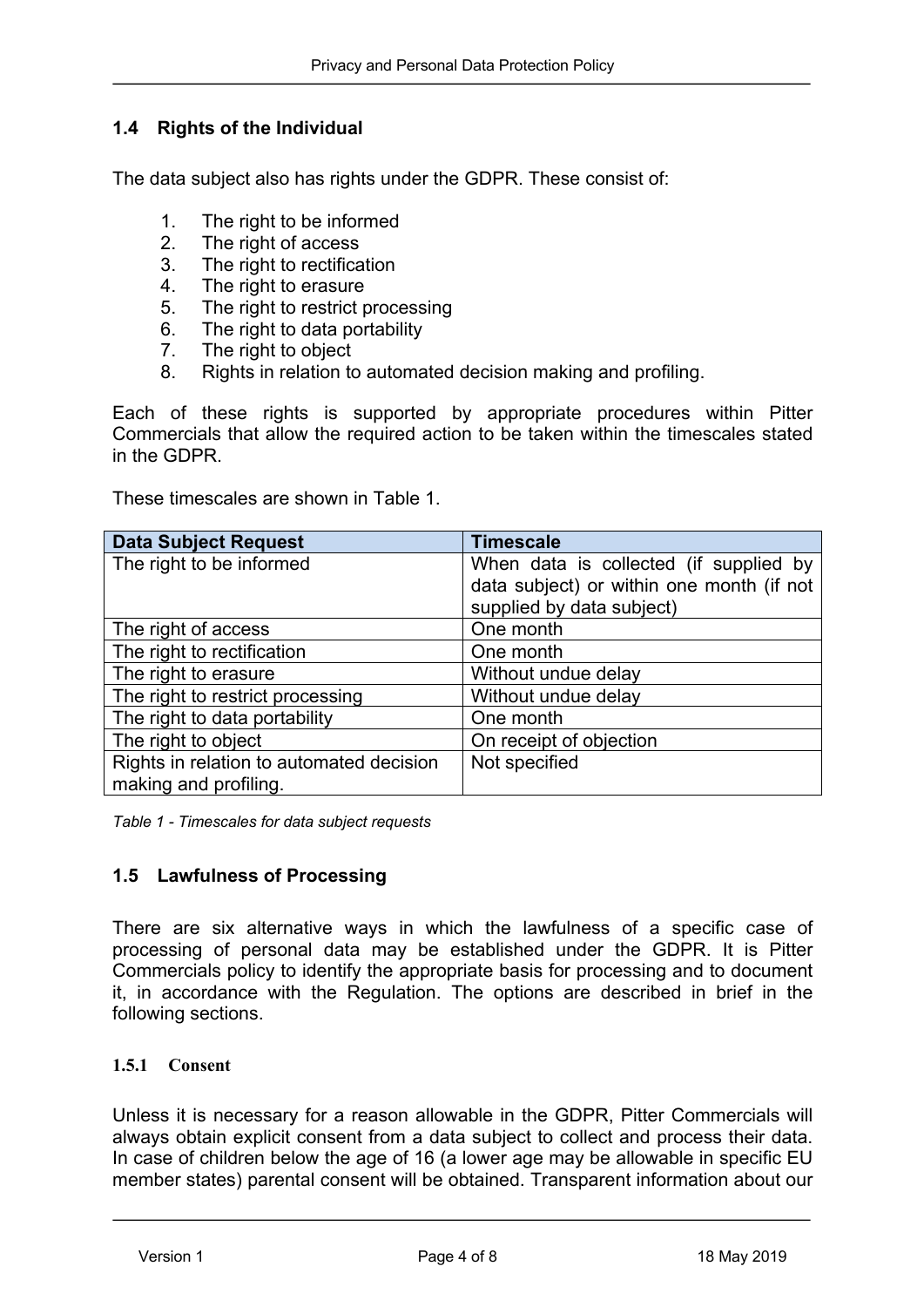## 1.4 Rights of the Individual

The data subject also has rights under the GDPR. These consist of:

1. The right to be informed
2. The right of access
3. The right to rectification
4. The right to erasure
5. The right to restrict processing
6. The right to data portability
7. The right to object
8. Rights in relation to automated decision making and profiling.

Each of these rights is supported by appropriate procedures within Pitter Commercials that allow the required action to be taken within the timescales stated in the GDPR.

These timescales are shown in Table 1.

| Data Subject Request | Timescale |
|---|---|
| The right to be informed | When data is collected (if supplied by data subject) or within one month (if not supplied by data subject) |
| The right of access | One month |
| The right to rectification | One month |
| The right to erasure | Without undue delay |
| The right to restrict processing | Without undue delay |
| The right to data portability | One month |
| The right to object | On receipt of objection |
| Rights in relation to automated decision making and profiling. | Not specified |

*Table 1 - Timescales for data subject requests*

## 1.5 Lawfulness of Processing

There are six alternative ways in which the lawfulness of a specific case of processing of personal data may be established under the GDPR. It is Pitter Commercials policy to identify the appropriate basis for processing and to document it, in accordance with the Regulation. The options are described in brief in the following sections.

### 1.5.1 Consent

Unless it is necessary for a reason allowable in the GDPR, Pitter Commercials will always obtain explicit consent from a data subject to collect and process their data. In case of children below the age of 16 (a lower age may be allowable in specific EU member states) parental consent will be obtained. Transparent information about our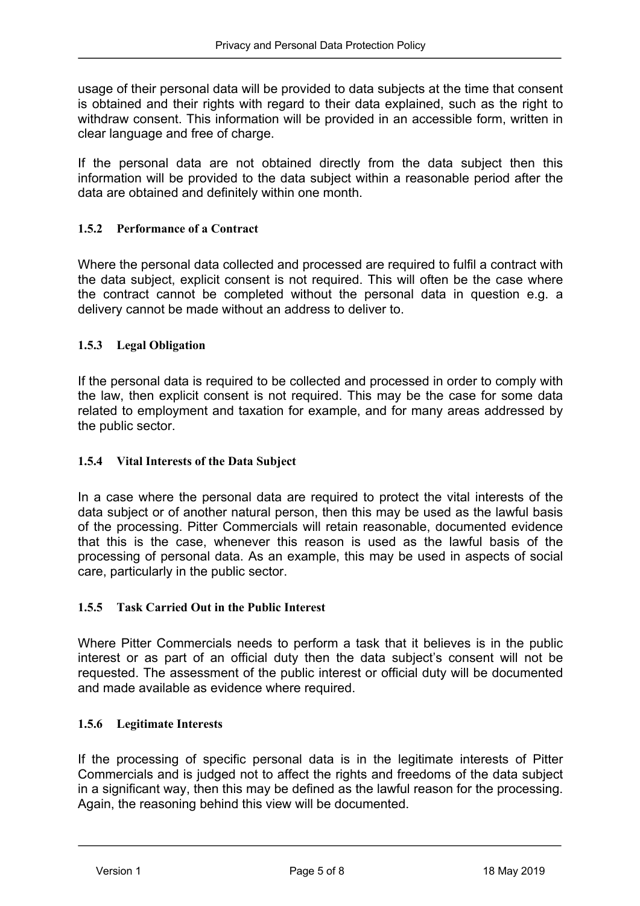usage of their personal data will be provided to data subjects at the time that consent is obtained and their rights with regard to their data explained, such as the right to withdraw consent. This information will be provided in an accessible form, written in clear language and free of charge.

If the personal data are not obtained directly from the data subject then this information will be provided to the data subject within a reasonable period after the data are obtained and definitely within one month.

#### 1.5.2 Performance of a Contract

Where the personal data collected and processed are required to fulfil a contract with the data subject, explicit consent is not required. This will often be the case where the contract cannot be completed without the personal data in question e.g. a delivery cannot be made without an address to deliver to.

#### 1.5.3 Legal Obligation

If the personal data is required to be collected and processed in order to comply with the law, then explicit consent is not required. This may be the case for some data related to employment and taxation for example, and for many areas addressed by the public sector.

#### 1.5.4 Vital Interests of the Data Subject

In a case where the personal data are required to protect the vital interests of the data subject or of another natural person, then this may be used as the lawful basis of the processing. Pitter Commercials will retain reasonable, documented evidence that this is the case, whenever this reason is used as the lawful basis of the processing of personal data. As an example, this may be used in aspects of social care, particularly in the public sector.

#### 1.5.5 Task Carried Out in the Public Interest

Where Pitter Commercials needs to perform a task that it believes is in the public interest or as part of an official duty then the data subject's consent will not be requested. The assessment of the public interest or official duty will be documented and made available as evidence where required.

#### 1.5.6 Legitimate Interests

If the processing of specific personal data is in the legitimate interests of Pitter Commercials and is judged not to affect the rights and freedoms of the data subject in a significant way, then this may be defined as the lawful reason for the processing. Again, the reasoning behind this view will be documented.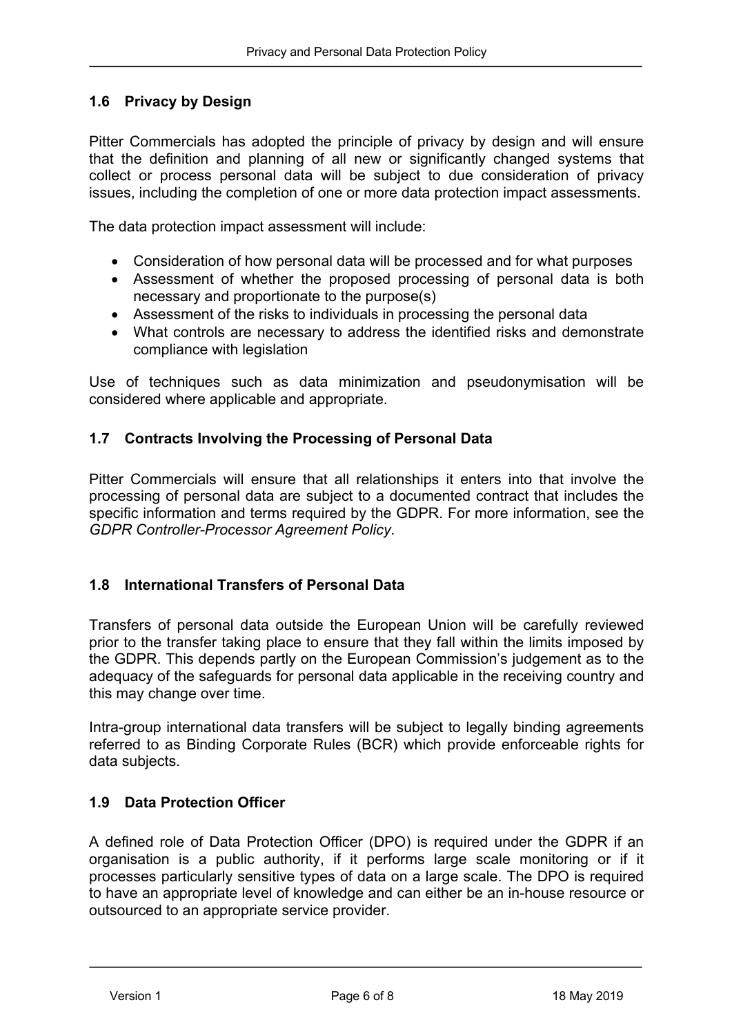### 1.6 Privacy by Design

Pitter Commercials has adopted the principle of privacy by design and will ensure that the definition and planning of all new or significantly changed systems that collect or process personal data will be subject to due consideration of privacy issues, including the completion of one or more data protection impact assessments.

The data protection impact assessment will include:

- Consideration of how personal data will be processed and for what purposes
- Assessment of whether the proposed processing of personal data is both necessary and proportionate to the purpose(s)
- Assessment of the risks to individuals in processing the personal data
- What controls are necessary to address the identified risks and demonstrate compliance with legislation

Use of techniques such as data minimization and pseudonymisation will be considered where applicable and appropriate.

### 1.7 Contracts Involving the Processing of Personal Data

Pitter Commercials will ensure that all relationships it enters into that involve the processing of personal data are subject to a documented contract that includes the specific information and terms required by the GDPR. For more information, see the *GDPR Controller-Processor Agreement Policy*.

### 1.8 International Transfers of Personal Data

Transfers of personal data outside the European Union will be carefully reviewed prior to the transfer taking place to ensure that they fall within the limits imposed by the GDPR. This depends partly on the European Commission's judgement as to the adequacy of the safeguards for personal data applicable in the receiving country and this may change over time.

Intra-group international data transfers will be subject to legally binding agreements referred to as Binding Corporate Rules (BCR) which provide enforceable rights for data subjects.

### 1.9 Data Protection Officer

A defined role of Data Protection Officer (DPO) is required under the GDPR if an organisation is a public authority, if it performs large scale monitoring or if it processes particularly sensitive types of data on a large scale. The DPO is required to have an appropriate level of knowledge and can either be an in-house resource or outsourced to an appropriate service provider.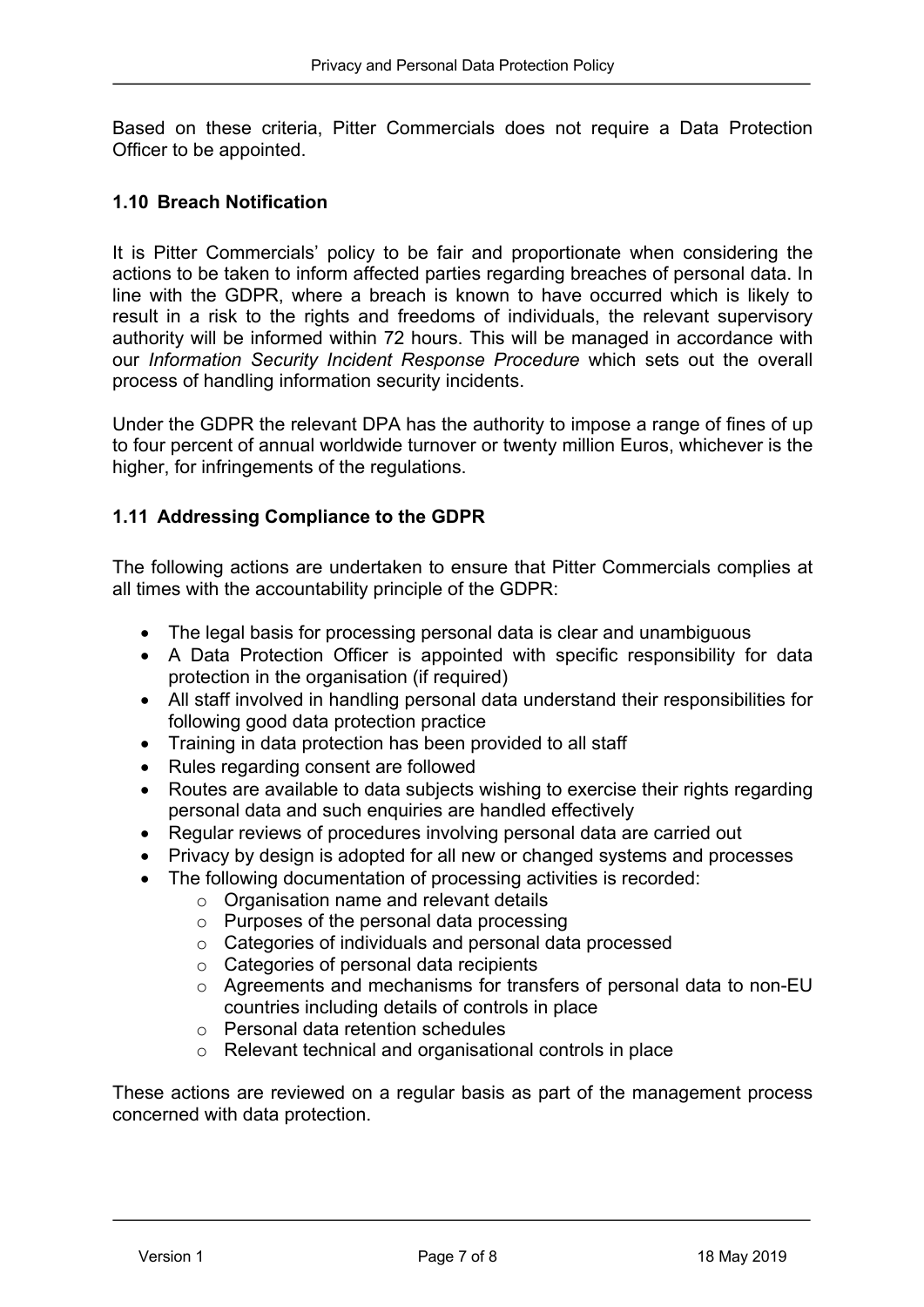Based on these criteria, Pitter Commercials does not require a Data Protection Officer to be appointed.

### 1.10 Breach Notification

It is Pitter Commercials' policy to be fair and proportionate when considering the actions to be taken to inform affected parties regarding breaches of personal data. In line with the GDPR, where a breach is known to have occurred which is likely to result in a risk to the rights and freedoms of individuals, the relevant supervisory authority will be informed within 72 hours. This will be managed in accordance with our *Information Security Incident Response Procedure* which sets out the overall process of handling information security incidents.

Under the GDPR the relevant DPA has the authority to impose a range of fines of up to four percent of annual worldwide turnover or twenty million Euros, whichever is the higher, for infringements of the regulations.

### 1.11 Addressing Compliance to the GDPR

The following actions are undertaken to ensure that Pitter Commercials complies at all times with the accountability principle of the GDPR:

- The legal basis for processing personal data is clear and unambiguous
- A Data Protection Officer is appointed with specific responsibility for data protection in the organisation (if required)
- All staff involved in handling personal data understand their responsibilities for following good data protection practice
- Training in data protection has been provided to all staff
- Rules regarding consent are followed
- Routes are available to data subjects wishing to exercise their rights regarding personal data and such enquiries are handled effectively
- Regular reviews of procedures involving personal data are carried out
- Privacy by design is adopted for all new or changed systems and processes
- The following documentation of processing activities is recorded:
    - Organisation name and relevant details
    - Purposes of the personal data processing
    - Categories of individuals and personal data processed
    - Categories of personal data recipients
    - Agreements and mechanisms for transfers of personal data to non-EU countries including details of controls in place
    - Personal data retention schedules
    - Relevant technical and organisational controls in place

These actions are reviewed on a regular basis as part of the management process concerned with data protection.